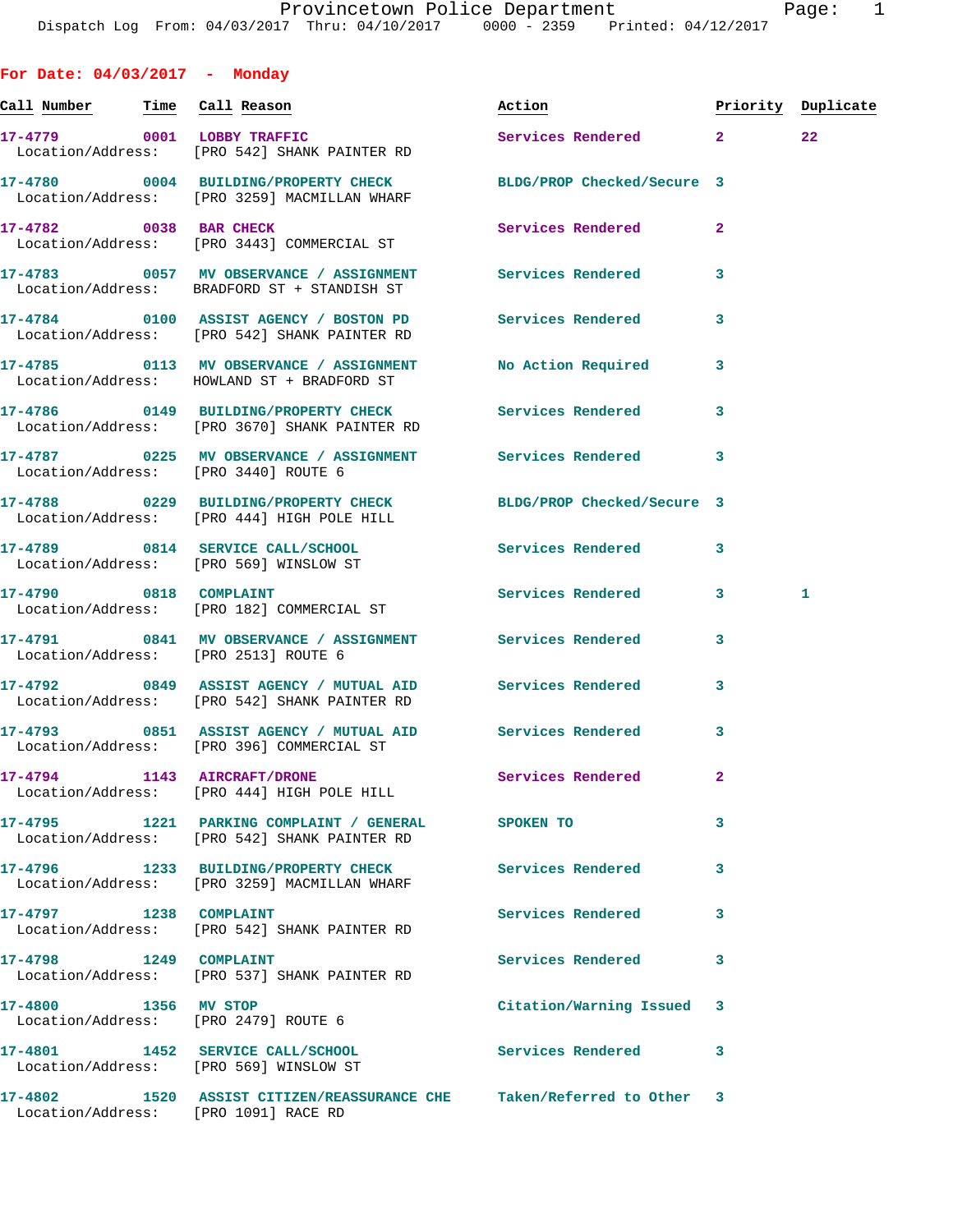Provincetown Police Department
Dispatch Log From: 04/03/2017 Thru: 04/10/2017 0000 - 2359 Printed: 04/12/2017

## For Date: 04/03/2017 - Monday

| Call Number | Time | Call Reason | Action | Priority | Duplicate |
|---|---|---|---|---|---|
| 17-4779 | 0001 | LOBBY TRAFFIC | Services Rendered | 2 | 22 |
| Location/Address: | | [PRO 542] SHANK PAINTER RD | | | |
| 17-4780 | 0004 | BUILDING/PROPERTY CHECK | BLDG/PROP Checked/Secure | 3 | |
| Location/Address: | | [PRO 3259] MACMILLAN WHARF | | | |
| 17-4782 | 0038 | BAR CHECK | Services Rendered | 2 | |
| Location/Address: | | [PRO 3443] COMMERCIAL ST | | | |
| 17-4783 | 0057 | MV OBSERVANCE / ASSIGNMENT | Services Rendered | 3 | |
| Location/Address: | | BRADFORD ST + STANDISH ST | | | |
| 17-4784 | 0100 | ASSIST AGENCY / BOSTON PD | Services Rendered | 3 | |
| Location/Address: | | [PRO 542] SHANK PAINTER RD | | | |
| 17-4785 | 0113 | MV OBSERVANCE / ASSIGNMENT | No Action Required | 3 | |
| Location/Address: | | HOWLAND ST + BRADFORD ST | | | |
| 17-4786 | 0149 | BUILDING/PROPERTY CHECK | Services Rendered | 3 | |
| Location/Address: | | [PRO 3670] SHANK PAINTER RD | | | |
| 17-4787 | 0225 | MV OBSERVANCE / ASSIGNMENT | Services Rendered | 3 | |
| Location/Address: | | [PRO 3440] ROUTE 6 | | | |
| 17-4788 | 0229 | BUILDING/PROPERTY CHECK | BLDG/PROP Checked/Secure | 3 | |
| Location/Address: | | [PRO 444] HIGH POLE HILL | | | |
| 17-4789 | 0814 | SERVICE CALL/SCHOOL | Services Rendered | 3 | |
| Location/Address: | | [PRO 569] WINSLOW ST | | | |
| 17-4790 | 0818 | COMPLAINT | Services Rendered | 3 | 1 |
| Location/Address: | | [PRO 182] COMMERCIAL ST | | | |
| 17-4791 | 0841 | MV OBSERVANCE / ASSIGNMENT | Services Rendered | 3 | |
| Location/Address: | | [PRO 2513] ROUTE 6 | | | |
| 17-4792 | 0849 | ASSIST AGENCY / MUTUAL AID | Services Rendered | 3 | |
| Location/Address: | | [PRO 542] SHANK PAINTER RD | | | |
| 17-4793 | 0851 | ASSIST AGENCY / MUTUAL AID | Services Rendered | 3 | |
| Location/Address: | | [PRO 396] COMMERCIAL ST | | | |
| 17-4794 | 1143 | AIRCRAFT/DRONE | Services Rendered | 2 | |
| Location/Address: | | [PRO 444] HIGH POLE HILL | | | |
| 17-4795 | 1221 | PARKING COMPLAINT / GENERAL | SPOKEN TO | 3 | |
| Location/Address: | | [PRO 542] SHANK PAINTER RD | | | |
| 17-4796 | 1233 | BUILDING/PROPERTY CHECK | Services Rendered | 3 | |
| Location/Address: | | [PRO 3259] MACMILLAN WHARF | | | |
| 17-4797 | 1238 | COMPLAINT | Services Rendered | 3 | |
| Location/Address: | | [PRO 542] SHANK PAINTER RD | | | |
| 17-4798 | 1249 | COMPLAINT | Services Rendered | 3 | |
| Location/Address: | | [PRO 537] SHANK PAINTER RD | | | |
| 17-4800 | 1356 | MV STOP | Citation/Warning Issued | 3 | |
| Location/Address: | | [PRO 2479] ROUTE 6 | | | |
| 17-4801 | 1452 | SERVICE CALL/SCHOOL | Services Rendered | 3 | |
| Location/Address: | | [PRO 569] WINSLOW ST | | | |
| 17-4802 | 1520 | ASSIST CITIZEN/REASSURANCE CHE | Taken/Referred to Other | 3 | |
| Location/Address: | | [PRO 1091] RACE RD | | | |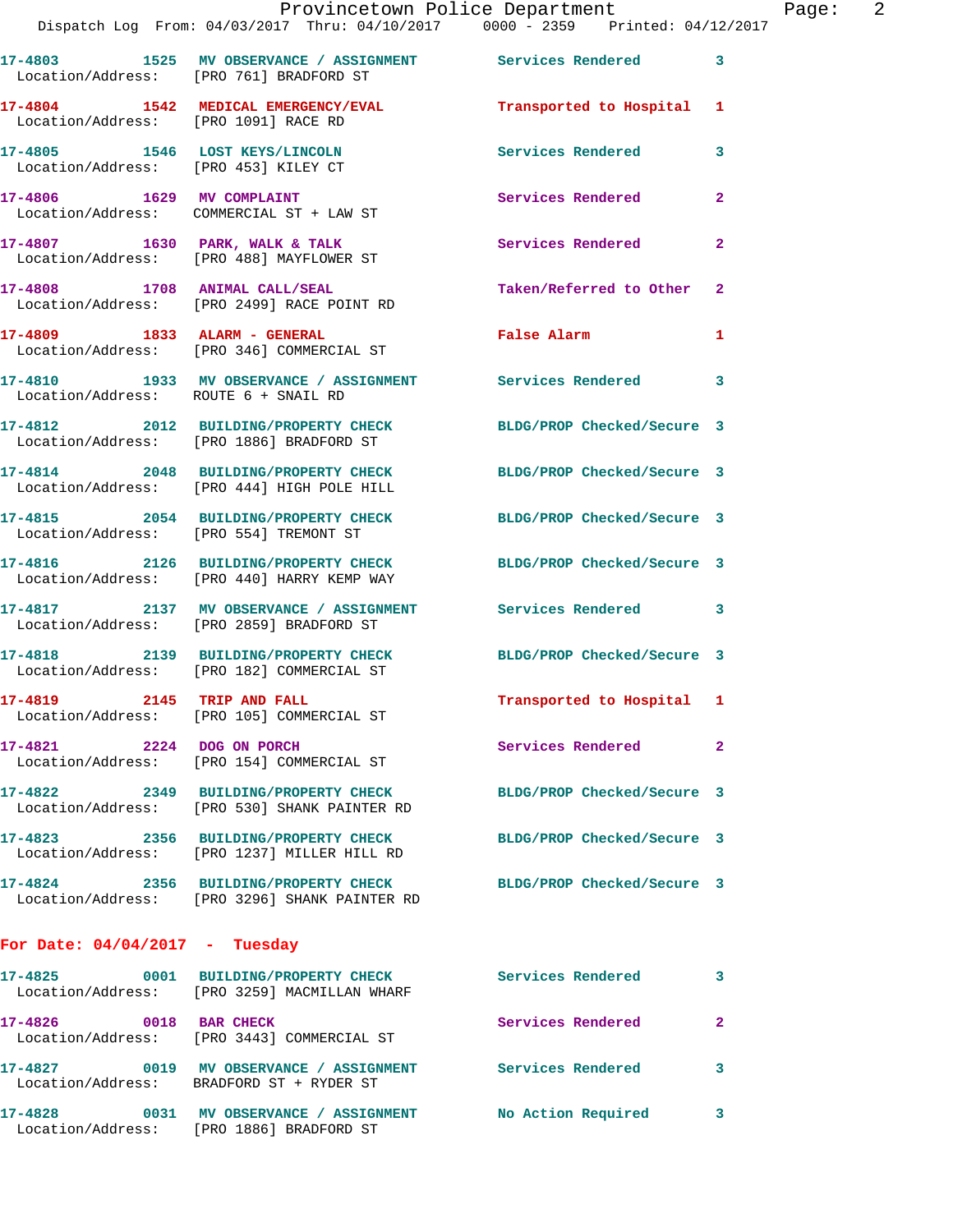17-4803 1525 MV OBSERVANCE / ASSIGNMENT Services Rendered 3
Location/Address: [PRO 761] BRADFORD ST

17-4804 1542 MEDICAL EMERGENCY/EVAL Transported to Hospital 1
Location/Address: [PRO 1091] RACE RD

17-4805 1546 LOST KEYS/LINCOLN Services Rendered 3
Location/Address: [PRO 453] KILEY CT

17-4806 1629 MV COMPLAINT Services Rendered 2
Location/Address: COMMERCIAL ST + LAW ST

17-4807 1630 PARK, WALK & TALK Services Rendered 2
Location/Address: [PRO 488] MAYFLOWER ST

17-4808 1708 ANIMAL CALL/SEAL Taken/Referred to Other 2
Location/Address: [PRO 2499] RACE POINT RD

17-4809 1833 ALARM - GENERAL False Alarm 1
Location/Address: [PRO 346] COMMERCIAL ST

17-4810 1933 MV OBSERVANCE / ASSIGNMENT Services Rendered 3
Location/Address: ROUTE 6 + SNAIL RD

17-4812 2012 BUILDING/PROPERTY CHECK BLDG/PROP Checked/Secure 3
Location/Address: [PRO 1886] BRADFORD ST

17-4814 2048 BUILDING/PROPERTY CHECK BLDG/PROP Checked/Secure 3
Location/Address: [PRO 444] HIGH POLE HILL

17-4815 2054 BUILDING/PROPERTY CHECK BLDG/PROP Checked/Secure 3
Location/Address: [PRO 554] TREMONT ST

17-4816 2126 BUILDING/PROPERTY CHECK BLDG/PROP Checked/Secure 3
Location/Address: [PRO 440] HARRY KEMP WAY

17-4817 2137 MV OBSERVANCE / ASSIGNMENT Services Rendered 3
Location/Address: [PRO 2859] BRADFORD ST

17-4818 2139 BUILDING/PROPERTY CHECK BLDG/PROP Checked/Secure 3
Location/Address: [PRO 182] COMMERCIAL ST

17-4819 2145 TRIP AND FALL Transported to Hospital 1
Location/Address: [PRO 105] COMMERCIAL ST

17-4821 2224 DOG ON PORCH Services Rendered 2
Location/Address: [PRO 154] COMMERCIAL ST

17-4822 2349 BUILDING/PROPERTY CHECK BLDG/PROP Checked/Secure 3
Location/Address: [PRO 530] SHANK PAINTER RD

17-4823 2356 BUILDING/PROPERTY CHECK BLDG/PROP Checked/Secure 3
Location/Address: [PRO 1237] MILLER HILL RD

17-4824 2356 BUILDING/PROPERTY CHECK BLDG/PROP Checked/Secure 3
Location/Address: [PRO 3296] SHANK PAINTER RD

## For Date: 04/04/2017 - Tuesday

17-4825 0001 BUILDING/PROPERTY CHECK Services Rendered 3
Location/Address: [PRO 3259] MACMILLAN WHARF

17-4826 0018 BAR CHECK Services Rendered 2
Location/Address: [PRO 3443] COMMERCIAL ST

17-4827 0019 MV OBSERVANCE / ASSIGNMENT Services Rendered 3
Location/Address: BRADFORD ST + RYDER ST

17-4828 0031 MV OBSERVANCE / ASSIGNMENT No Action Required 3
Location/Address: [PRO 1886] BRADFORD ST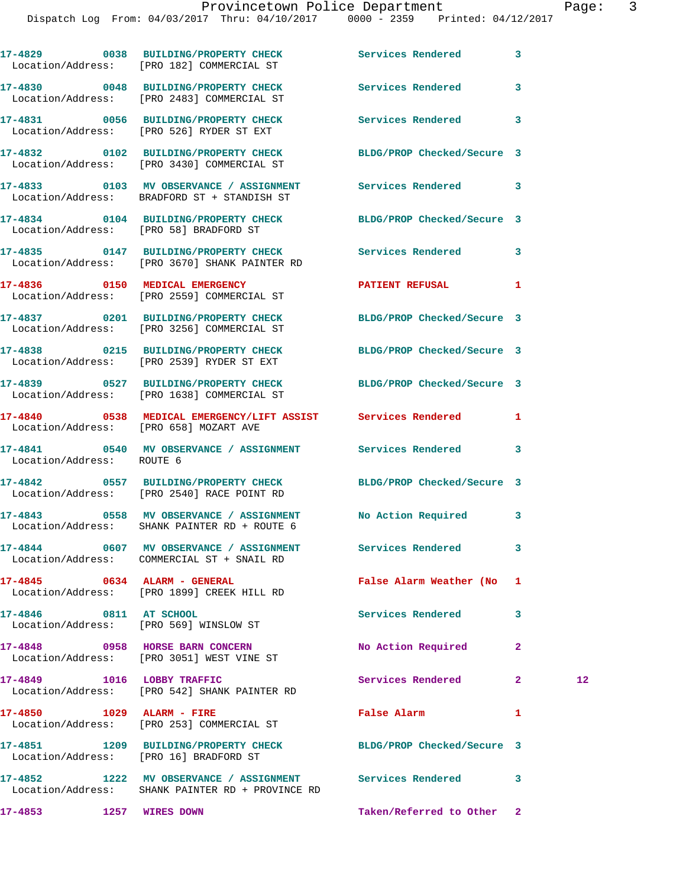17-4829 0038 BUILDING/PROPERTY CHECK Services Rendered 3
Location/Address: [PRO 182] COMMERCIAL ST

17-4830 0048 BUILDING/PROPERTY CHECK Services Rendered 3
Location/Address: [PRO 2483] COMMERCIAL ST

17-4831 0056 BUILDING/PROPERTY CHECK Services Rendered 3
Location/Address: [PRO 526] RYDER ST EXT

17-4832 0102 BUILDING/PROPERTY CHECK BLDG/PROP Checked/Secure 3
Location/Address: [PRO 3430] COMMERCIAL ST

17-4833 0103 MV OBSERVANCE / ASSIGNMENT Services Rendered 3
Location/Address: BRADFORD ST + STANDISH ST

17-4834 0104 BUILDING/PROPERTY CHECK BLDG/PROP Checked/Secure 3
Location/Address: [PRO 58] BRADFORD ST

17-4835 0147 BUILDING/PROPERTY CHECK Services Rendered 3
Location/Address: [PRO 3670] SHANK PAINTER RD

17-4836 0150 MEDICAL EMERGENCY PATIENT REFUSAL 1
Location/Address: [PRO 2559] COMMERCIAL ST

17-4837 0201 BUILDING/PROPERTY CHECK BLDG/PROP Checked/Secure 3
Location/Address: [PRO 3256] COMMERCIAL ST

17-4838 0215 BUILDING/PROPERTY CHECK BLDG/PROP Checked/Secure 3
Location/Address: [PRO 2539] RYDER ST EXT

17-4839 0527 BUILDING/PROPERTY CHECK BLDG/PROP Checked/Secure 3
Location/Address: [PRO 1638] COMMERCIAL ST

17-4840 0538 MEDICAL EMERGENCY/LIFT ASSIST Services Rendered 1
Location/Address: [PRO 658] MOZART AVE

17-4841 0540 MV OBSERVANCE / ASSIGNMENT Services Rendered 3
Location/Address: ROUTE 6

17-4842 0557 BUILDING/PROPERTY CHECK BLDG/PROP Checked/Secure 3
Location/Address: [PRO 2540] RACE POINT RD

17-4843 0558 MV OBSERVANCE / ASSIGNMENT No Action Required 3
Location/Address: SHANK PAINTER RD + ROUTE 6

17-4844 0607 MV OBSERVANCE / ASSIGNMENT Services Rendered 3
Location/Address: COMMERCIAL ST + SNAIL RD

17-4845 0634 ALARM - GENERAL False Alarm Weather (No 1
Location/Address: [PRO 1899] CREEK HILL RD

17-4846 0811 AT SCHOOL Services Rendered 3
Location/Address: [PRO 569] WINSLOW ST

17-4848 0958 HORSE BARN CONCERN No Action Required 2
Location/Address: [PRO 3051] WEST VINE ST

17-4849 1016 LOBBY TRAFFIC Services Rendered 2 12
Location/Address: [PRO 542] SHANK PAINTER RD

17-4850 1029 ALARM - FIRE False Alarm 1
Location/Address: [PRO 253] COMMERCIAL ST

17-4851 1209 BUILDING/PROPERTY CHECK BLDG/PROP Checked/Secure 3
Location/Address: [PRO 16] BRADFORD ST

17-4852 1222 MV OBSERVANCE / ASSIGNMENT Services Rendered 3
Location/Address: SHANK PAINTER RD + PROVINCE RD

17-4853 1257 WIRES DOWN Taken/Referred to Other 2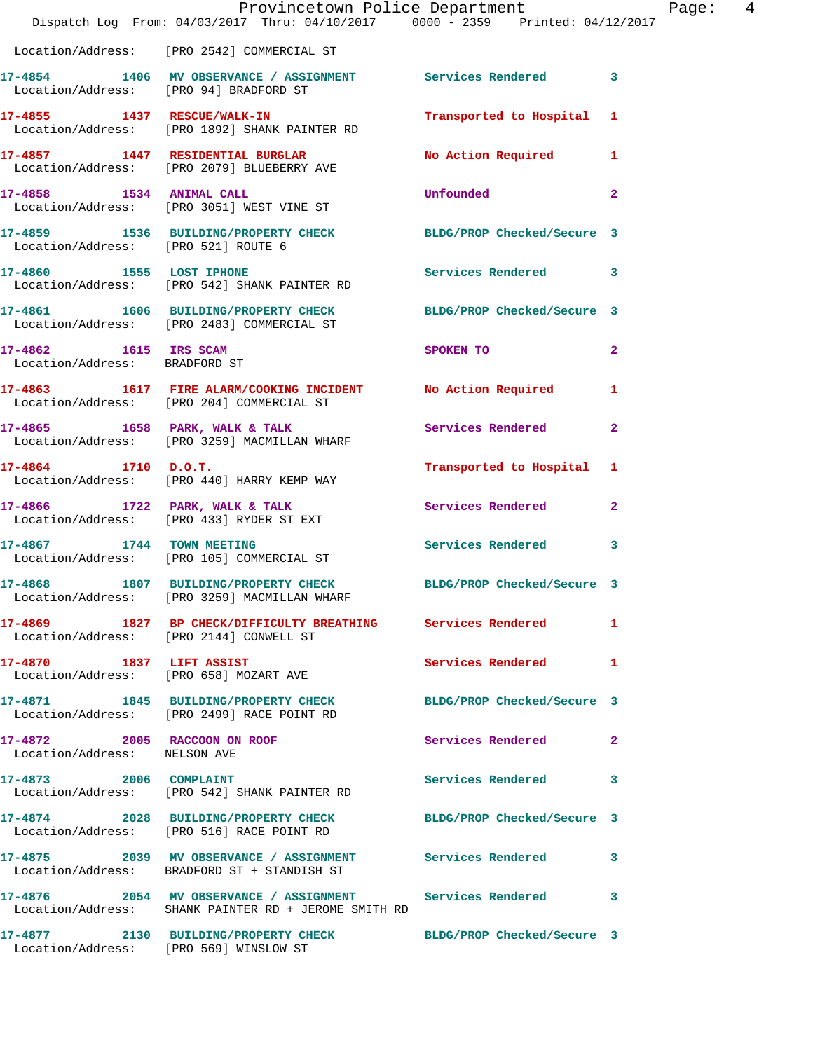Location/Address: [PRO 2542] COMMERCIAL ST

| Call Number | Time | Call Reason | Action | Priority |
|---|---|---|---|---|
| 17-4854 | 1406 | MV OBSERVANCE / ASSIGNMENT | Services Rendered | 3 |
| Location/Address: [PRO 94] BRADFORD ST | | | | |
| 17-4855 | 1437 | RESCUE/WALK-IN | Transported to Hospital | 1 |
| Location/Address: [PRO 1892] SHANK PAINTER RD | | | | |
| 17-4857 | 1447 | RESIDENTIAL BURGLAR | No Action Required | 1 |
| Location/Address: [PRO 2079] BLUEBERRY AVE | | | | |
| 17-4858 | 1534 | ANIMAL CALL | Unfounded | 2 |
| Location/Address: [PRO 3051] WEST VINE ST | | | | |
| 17-4859 | 1536 | BUILDING/PROPERTY CHECK | BLDG/PROP Checked/Secure | 3 |
| Location/Address: [PRO 521] ROUTE 6 | | | | |
| 17-4860 | 1555 | LOST IPHONE | Services Rendered | 3 |
| Location/Address: [PRO 542] SHANK PAINTER RD | | | | |
| 17-4861 | 1606 | BUILDING/PROPERTY CHECK | BLDG/PROP Checked/Secure | 3 |
| Location/Address: [PRO 2483] COMMERCIAL ST | | | | |
| 17-4862 | 1615 | IRS SCAM | SPOKEN TO | 2 |
| Location/Address: BRADFORD ST | | | | |
| 17-4863 | 1617 | FIRE ALARM/COOKING INCIDENT | No Action Required | 1 |
| Location/Address: [PRO 204] COMMERCIAL ST | | | | |
| 17-4865 | 1658 | PARK, WALK & TALK | Services Rendered | 2 |
| Location/Address: [PRO 3259] MACMILLAN WHARF | | | | |
| 17-4864 | 1710 | D.O.T. | Transported to Hospital | 1 |
| Location/Address: [PRO 440] HARRY KEMP WAY | | | | |
| 17-4866 | 1722 | PARK, WALK & TALK | Services Rendered | 2 |
| Location/Address: [PRO 433] RYDER ST EXT | | | | |
| 17-4867 | 1744 | TOWN MEETING | Services Rendered | 3 |
| Location/Address: [PRO 105] COMMERCIAL ST | | | | |
| 17-4868 | 1807 | BUILDING/PROPERTY CHECK | BLDG/PROP Checked/Secure | 3 |
| Location/Address: [PRO 3259] MACMILLAN WHARF | | | | |
| 17-4869 | 1827 | BP CHECK/DIFFICULTY BREATHING | Services Rendered | 1 |
| Location/Address: [PRO 2144] CONWELL ST | | | | |
| 17-4870 | 1837 | LIFT ASSIST | Services Rendered | 1 |
| Location/Address: [PRO 658] MOZART AVE | | | | |
| 17-4871 | 1845 | BUILDING/PROPERTY CHECK | BLDG/PROP Checked/Secure | 3 |
| Location/Address: [PRO 2499] RACE POINT RD | | | | |
| 17-4872 | 2005 | RACCOON ON ROOF | Services Rendered | 2 |
| Location/Address: NELSON AVE | | | | |
| 17-4873 | 2006 | COMPLAINT | Services Rendered | 3 |
| Location/Address: [PRO 542] SHANK PAINTER RD | | | | |
| 17-4874 | 2028 | BUILDING/PROPERTY CHECK | BLDG/PROP Checked/Secure | 3 |
| Location/Address: [PRO 516] RACE POINT RD | | | | |
| 17-4875 | 2039 | MV OBSERVANCE / ASSIGNMENT | Services Rendered | 3 |
| Location/Address: BRADFORD ST + STANDISH ST | | | | |
| 17-4876 | 2054 | MV OBSERVANCE / ASSIGNMENT | Services Rendered | 3 |
| Location/Address: SHANK PAINTER RD + JEROME SMITH RD | | | | |
| 17-4877 | 2130 | BUILDING/PROPERTY CHECK | BLDG/PROP Checked/Secure | 3 |
| Location/Address: [PRO 569] WINSLOW ST | | | | |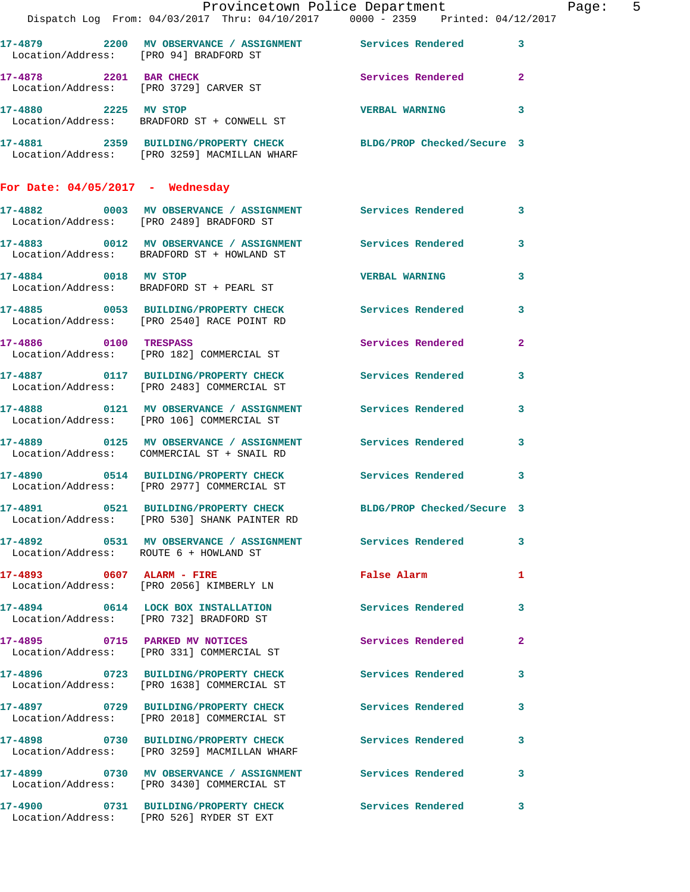17-4879 2200 MV OBSERVANCE / ASSIGNMENT Services Rendered 3
Location/Address: [PRO 94] BRADFORD ST

17-4878 2201 BAR CHECK Services Rendered 2
Location/Address: [PRO 3729] CARVER ST

17-4880 2225 MV STOP VERBAL WARNING 3
Location/Address: BRADFORD ST + CONWELL ST

17-4881 2359 BUILDING/PROPERTY CHECK BLDG/PROP Checked/Secure 3
Location/Address: [PRO 3259] MACMILLAN WHARF

## For Date: 04/05/2017 - Wednesday

17-4882 0003 MV OBSERVANCE / ASSIGNMENT Services Rendered 3
Location/Address: [PRO 2489] BRADFORD ST

17-4883 0012 MV OBSERVANCE / ASSIGNMENT Services Rendered 3
Location/Address: BRADFORD ST + HOWLAND ST

17-4884 0018 MV STOP VERBAL WARNING 3
Location/Address: BRADFORD ST + PEARL ST

17-4885 0053 BUILDING/PROPERTY CHECK Services Rendered 3
Location/Address: [PRO 2540] RACE POINT RD

17-4886 0100 TRESPASS Services Rendered 2
Location/Address: [PRO 182] COMMERCIAL ST

17-4887 0117 BUILDING/PROPERTY CHECK Services Rendered 3
Location/Address: [PRO 2483] COMMERCIAL ST

17-4888 0121 MV OBSERVANCE / ASSIGNMENT Services Rendered 3
Location/Address: [PRO 106] COMMERCIAL ST

17-4889 0125 MV OBSERVANCE / ASSIGNMENT Services Rendered 3
Location/Address: COMMERCIAL ST + SNAIL RD

17-4890 0514 BUILDING/PROPERTY CHECK Services Rendered 3
Location/Address: [PRO 2977] COMMERCIAL ST

17-4891 0521 BUILDING/PROPERTY CHECK BLDG/PROP Checked/Secure 3
Location/Address: [PRO 530] SHANK PAINTER RD

17-4892 0531 MV OBSERVANCE / ASSIGNMENT Services Rendered 3
Location/Address: ROUTE 6 + HOWLAND ST

17-4893 0607 ALARM - FIRE False Alarm 1
Location/Address: [PRO 2056] KIMBERLY LN

17-4894 0614 LOCK BOX INSTALLATION Services Rendered 3
Location/Address: [PRO 732] BRADFORD ST

17-4895 0715 PARKED MV NOTICES Services Rendered 2
Location/Address: [PRO 331] COMMERCIAL ST

17-4896 0723 BUILDING/PROPERTY CHECK Services Rendered 3
Location/Address: [PRO 1638] COMMERCIAL ST

17-4897 0729 BUILDING/PROPERTY CHECK Services Rendered 3
Location/Address: [PRO 2018] COMMERCIAL ST

17-4898 0730 BUILDING/PROPERTY CHECK Services Rendered 3
Location/Address: [PRO 3259] MACMILLAN WHARF

17-4899 0730 MV OBSERVANCE / ASSIGNMENT Services Rendered 3
Location/Address: [PRO 3430] COMMERCIAL ST

17-4900 0731 BUILDING/PROPERTY CHECK Services Rendered 3
Location/Address: [PRO 526] RYDER ST EXT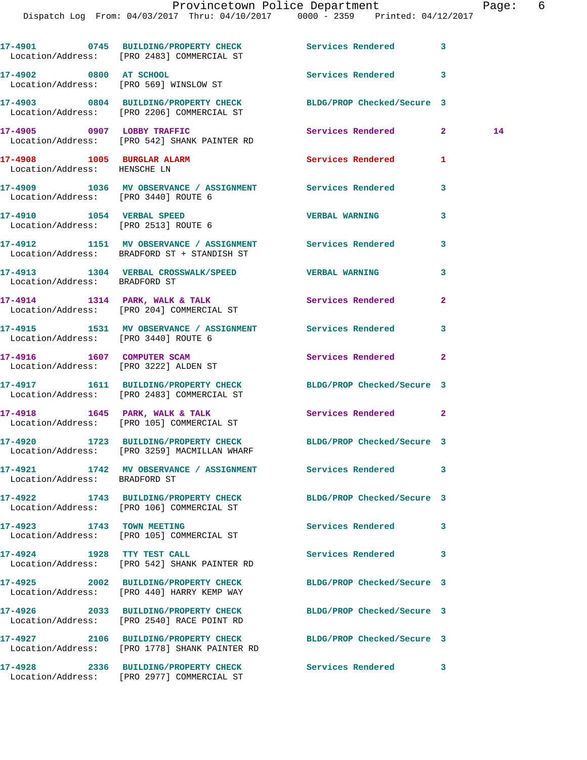| Call Number | Time | Call Reason | Action | Priority | |
|---|---|---|---|---|---|
| 17-4901 | 0745 | BUILDING/PROPERTY CHECK | Services Rendered | 3 | |
| Location/Address: [PRO 2483] COMMERCIAL ST | | | | | |
| 17-4902 | 0800 | AT SCHOOL | Services Rendered | 3 | |
| Location/Address: [PRO 569] WINSLOW ST | | | | | |
| 17-4903 | 0804 | BUILDING/PROPERTY CHECK | BLDG/PROP Checked/Secure | 3 | |
| Location/Address: [PRO 2206] COMMERCIAL ST | | | | | |
| 17-4905 | 0907 | LOBBY TRAFFIC | Services Rendered | 2 | 14 |
| Location/Address: [PRO 542] SHANK PAINTER RD | | | | | |
| 17-4908 | 1005 | BURGLAR ALARM | Services Rendered | 1 | |
| Location/Address: HENSCHE LN | | | | | |
| 17-4909 | 1036 | MV OBSERVANCE / ASSIGNMENT | Services Rendered | 3 | |
| Location/Address: [PRO 3440] ROUTE 6 | | | | | |
| 17-4910 | 1054 | VERBAL SPEED | VERBAL WARNING | 3 | |
| Location/Address: [PRO 2513] ROUTE 6 | | | | | |
| 17-4912 | 1151 | MV OBSERVANCE / ASSIGNMENT | Services Rendered | 3 | |
| Location/Address: BRADFORD ST + STANDISH ST | | | | | |
| 17-4913 | 1304 | VERBAL CROSSWALK/SPEED | VERBAL WARNING | 3 | |
| Location/Address: BRADFORD ST | | | | | |
| 17-4914 | 1314 | PARK, WALK & TALK | Services Rendered | 2 | |
| Location/Address: [PRO 204] COMMERCIAL ST | | | | | |
| 17-4915 | 1531 | MV OBSERVANCE / ASSIGNMENT | Services Rendered | 3 | |
| Location/Address: [PRO 3440] ROUTE 6 | | | | | |
| 17-4916 | 1607 | COMPUTER SCAM | Services Rendered | 2 | |
| Location/Address: [PRO 3222] ALDEN ST | | | | | |
| 17-4917 | 1611 | BUILDING/PROPERTY CHECK | BLDG/PROP Checked/Secure | 3 | |
| Location/Address: [PRO 2483] COMMERCIAL ST | | | | | |
| 17-4918 | 1645 | PARK, WALK & TALK | Services Rendered | 2 | |
| Location/Address: [PRO 105] COMMERCIAL ST | | | | | |
| 17-4920 | 1723 | BUILDING/PROPERTY CHECK | BLDG/PROP Checked/Secure | 3 | |
| Location/Address: [PRO 3259] MACMILLAN WHARF | | | | | |
| 17-4921 | 1742 | MV OBSERVANCE / ASSIGNMENT | Services Rendered | 3 | |
| Location/Address: BRADFORD ST | | | | | |
| 17-4922 | 1743 | BUILDING/PROPERTY CHECK | BLDG/PROP Checked/Secure | 3 | |
| Location/Address: [PRO 106] COMMERCIAL ST | | | | | |
| 17-4923 | 1743 | TOWN MEETING | Services Rendered | 3 | |
| Location/Address: [PRO 105] COMMERCIAL ST | | | | | |
| 17-4924 | 1928 | TTY TEST CALL | Services Rendered | 3 | |
| Location/Address: [PRO 542] SHANK PAINTER RD | | | | | |
| 17-4925 | 2002 | BUILDING/PROPERTY CHECK | BLDG/PROP Checked/Secure | 3 | |
| Location/Address: [PRO 440] HARRY KEMP WAY | | | | | |
| 17-4926 | 2033 | BUILDING/PROPERTY CHECK | BLDG/PROP Checked/Secure | 3 | |
| Location/Address: [PRO 2540] RACE POINT RD | | | | | |
| 17-4927 | 2106 | BUILDING/PROPERTY CHECK | BLDG/PROP Checked/Secure | 3 | |
| Location/Address: [PRO 1778] SHANK PAINTER RD | | | | | |
| 17-4928 | 2336 | BUILDING/PROPERTY CHECK | Services Rendered | 3 | |
| Location/Address: [PRO 2977] COMMERCIAL ST | | | | | |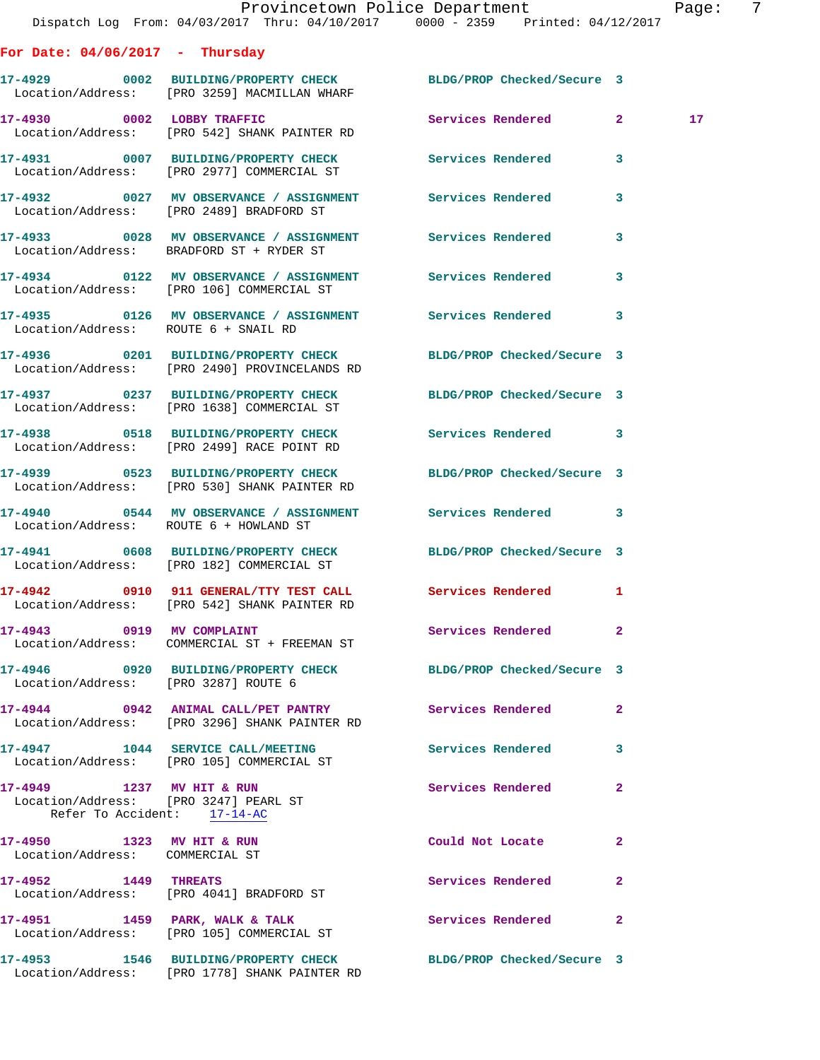## For Date: 04/06/2017 - Thursday

| Call # | Time | Call Type | Disposition | Priority | |
|---|---|---|---|---|---|
| 17-4929 | 0002 | BUILDING/PROPERTY CHECK | BLDG/PROP Checked/Secure | 3 | |
| Location/Address: [PRO 3259] MACMILLAN WHARF | | | | | |
| 17-4930 | 0002 | LOBBY TRAFFIC | Services Rendered | 2 | 17 |
| Location/Address: [PRO 542] SHANK PAINTER RD | | | | | |
| 17-4931 | 0007 | BUILDING/PROPERTY CHECK | Services Rendered | 3 | |
| Location/Address: [PRO 2977] COMMERCIAL ST | | | | | |
| 17-4932 | 0027 | MV OBSERVANCE / ASSIGNMENT | Services Rendered | 3 | |
| Location/Address: [PRO 2489] BRADFORD ST | | | | | |
| 17-4933 | 0028 | MV OBSERVANCE / ASSIGNMENT | Services Rendered | 3 | |
| Location/Address: BRADFORD ST + RYDER ST | | | | | |
| 17-4934 | 0122 | MV OBSERVANCE / ASSIGNMENT | Services Rendered | 3 | |
| Location/Address: [PRO 106] COMMERCIAL ST | | | | | |
| 17-4935 | 0126 | MV OBSERVANCE / ASSIGNMENT | Services Rendered | 3 | |
| Location/Address: ROUTE 6 + SNAIL RD | | | | | |
| 17-4936 | 0201 | BUILDING/PROPERTY CHECK | BLDG/PROP Checked/Secure | 3 | |
| Location/Address: [PRO 2490] PROVINCELANDS RD | | | | | |
| 17-4937 | 0237 | BUILDING/PROPERTY CHECK | BLDG/PROP Checked/Secure | 3 | |
| Location/Address: [PRO 1638] COMMERCIAL ST | | | | | |
| 17-4938 | 0518 | BUILDING/PROPERTY CHECK | Services Rendered | 3 | |
| Location/Address: [PRO 2499] RACE POINT RD | | | | | |
| 17-4939 | 0523 | BUILDING/PROPERTY CHECK | BLDG/PROP Checked/Secure | 3 | |
| Location/Address: [PRO 530] SHANK PAINTER RD | | | | | |
| 17-4940 | 0544 | MV OBSERVANCE / ASSIGNMENT | Services Rendered | 3 | |
| Location/Address: ROUTE 6 + HOWLAND ST | | | | | |
| 17-4941 | 0608 | BUILDING/PROPERTY CHECK | BLDG/PROP Checked/Secure | 3 | |
| Location/Address: [PRO 182] COMMERCIAL ST | | | | | |
| 17-4942 | 0910 | 911 GENERAL/TTY TEST CALL | Services Rendered | 1 | |
| Location/Address: [PRO 542] SHANK PAINTER RD | | | | | |
| 17-4943 | 0919 | MV COMPLAINT | Services Rendered | 2 | |
| Location/Address: COMMERCIAL ST + FREEMAN ST | | | | | |
| 17-4946 | 0920 | BUILDING/PROPERTY CHECK | BLDG/PROP Checked/Secure | 3 | |
| Location/Address: [PRO 3287] ROUTE 6 | | | | | |
| 17-4944 | 0942 | ANIMAL CALL/PET PANTRY | Services Rendered | 2 | |
| Location/Address: [PRO 3296] SHANK PAINTER RD | | | | | |
| 17-4947 | 1044 | SERVICE CALL/MEETING | Services Rendered | 3 | |
| Location/Address: [PRO 105] COMMERCIAL ST | | | | | |
| 17-4949 | 1237 | MV HIT & RUN | Services Rendered | 2 | |
| Location/Address: [PRO 3247] PEARL ST — Refer To Accident: 17-14-AC | | | | | |
| 17-4950 | 1323 | MV HIT & RUN | Could Not Locate | 2 | |
| Location/Address: COMMERCIAL ST | | | | | |
| 17-4952 | 1449 | THREATS | Services Rendered | 2 | |
| Location/Address: [PRO 4041] BRADFORD ST | | | | | |
| 17-4951 | 1459 | PARK, WALK & TALK | Services Rendered | 2 | |
| Location/Address: [PRO 105] COMMERCIAL ST | | | | | |
| 17-4953 | 1546 | BUILDING/PROPERTY CHECK | BLDG/PROP Checked/Secure | 3 | |
| Location/Address: [PRO 1778] SHANK PAINTER RD | | | | | |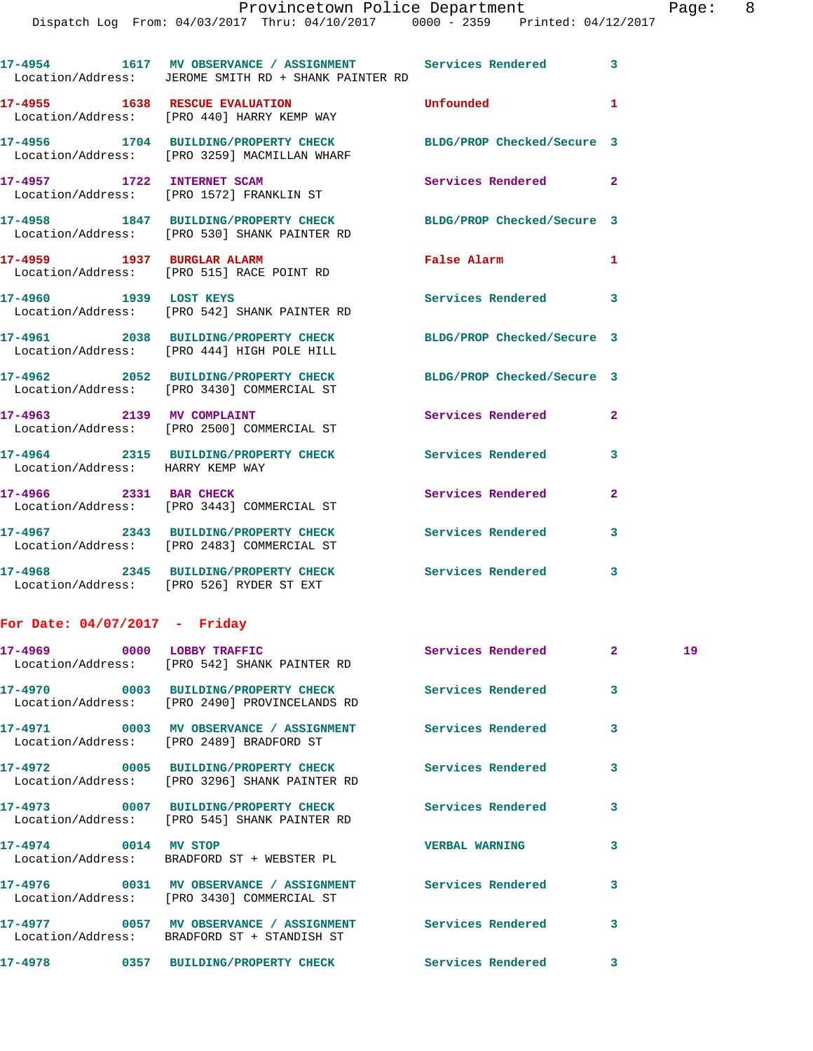| Call # | Time | Call Reason | Action | Priority | |
|---|---|---|---|---|---|
| 17-4954 | 1617 | MV OBSERVANCE / ASSIGNMENT | Services Rendered | 3 | |
| Location/Address: | | JEROME SMITH RD + SHANK PAINTER RD | | | |
| 17-4955 | 1638 | RESCUE EVALUATION | Unfounded | 1 | |
| Location/Address: | | [PRO 440] HARRY KEMP WAY | | | |
| 17-4956 | 1704 | BUILDING/PROPERTY CHECK | BLDG/PROP Checked/Secure | 3 | |
| Location/Address: | | [PRO 3259] MACMILLAN WHARF | | | |
| 17-4957 | 1722 | INTERNET SCAM | Services Rendered | 2 | |
| Location/Address: | | [PRO 1572] FRANKLIN ST | | | |
| 17-4958 | 1847 | BUILDING/PROPERTY CHECK | BLDG/PROP Checked/Secure | 3 | |
| Location/Address: | | [PRO 530] SHANK PAINTER RD | | | |
| 17-4959 | 1937 | BURGLAR ALARM | False Alarm | 1 | |
| Location/Address: | | [PRO 515] RACE POINT RD | | | |
| 17-4960 | 1939 | LOST KEYS | Services Rendered | 3 | |
| Location/Address: | | [PRO 542] SHANK PAINTER RD | | | |
| 17-4961 | 2038 | BUILDING/PROPERTY CHECK | BLDG/PROP Checked/Secure | 3 | |
| Location/Address: | | [PRO 444] HIGH POLE HILL | | | |
| 17-4962 | 2052 | BUILDING/PROPERTY CHECK | BLDG/PROP Checked/Secure | 3 | |
| Location/Address: | | [PRO 3430] COMMERCIAL ST | | | |
| 17-4963 | 2139 | MV COMPLAINT | Services Rendered | 2 | |
| Location/Address: | | [PRO 2500] COMMERCIAL ST | | | |
| 17-4964 | 2315 | BUILDING/PROPERTY CHECK | Services Rendered | 3 | |
| Location/Address: | | HARRY KEMP WAY | | | |
| 17-4966 | 2331 | BAR CHECK | Services Rendered | 2 | |
| Location/Address: | | [PRO 3443] COMMERCIAL ST | | | |
| 17-4967 | 2343 | BUILDING/PROPERTY CHECK | Services Rendered | 3 | |
| Location/Address: | | [PRO 2483] COMMERCIAL ST | | | |
| 17-4968 | 2345 | BUILDING/PROPERTY CHECK | Services Rendered | 3 | |
| Location/Address: | | [PRO 526] RYDER ST EXT | | | |

## For Date: 04/07/2017 - Friday

| Call # | Time | Call Reason | Action | Priority | |
|---|---|---|---|---|---|
| 17-4969 | 0000 | LOBBY TRAFFIC | Services Rendered | 2 | 19 |
| Location/Address: | | [PRO 542] SHANK PAINTER RD | | | |
| 17-4970 | 0003 | BUILDING/PROPERTY CHECK | Services Rendered | 3 | |
| Location/Address: | | [PRO 2490] PROVINCELANDS RD | | | |
| 17-4971 | 0003 | MV OBSERVANCE / ASSIGNMENT | Services Rendered | 3 | |
| Location/Address: | | [PRO 2489] BRADFORD ST | | | |
| 17-4972 | 0005 | BUILDING/PROPERTY CHECK | Services Rendered | 3 | |
| Location/Address: | | [PRO 3296] SHANK PAINTER RD | | | |
| 17-4973 | 0007 | BUILDING/PROPERTY CHECK | Services Rendered | 3 | |
| Location/Address: | | [PRO 545] SHANK PAINTER RD | | | |
| 17-4974 | 0014 | MV STOP | VERBAL WARNING | 3 | |
| Location/Address: | | BRADFORD ST + WEBSTER PL | | | |
| 17-4976 | 0031 | MV OBSERVANCE / ASSIGNMENT | Services Rendered | 3 | |
| Location/Address: | | [PRO 3430] COMMERCIAL ST | | | |
| 17-4977 | 0057 | MV OBSERVANCE / ASSIGNMENT | Services Rendered | 3 | |
| Location/Address: | | BRADFORD ST + STANDISH ST | | | |
| 17-4978 | 0357 | BUILDING/PROPERTY CHECK | Services Rendered | 3 | |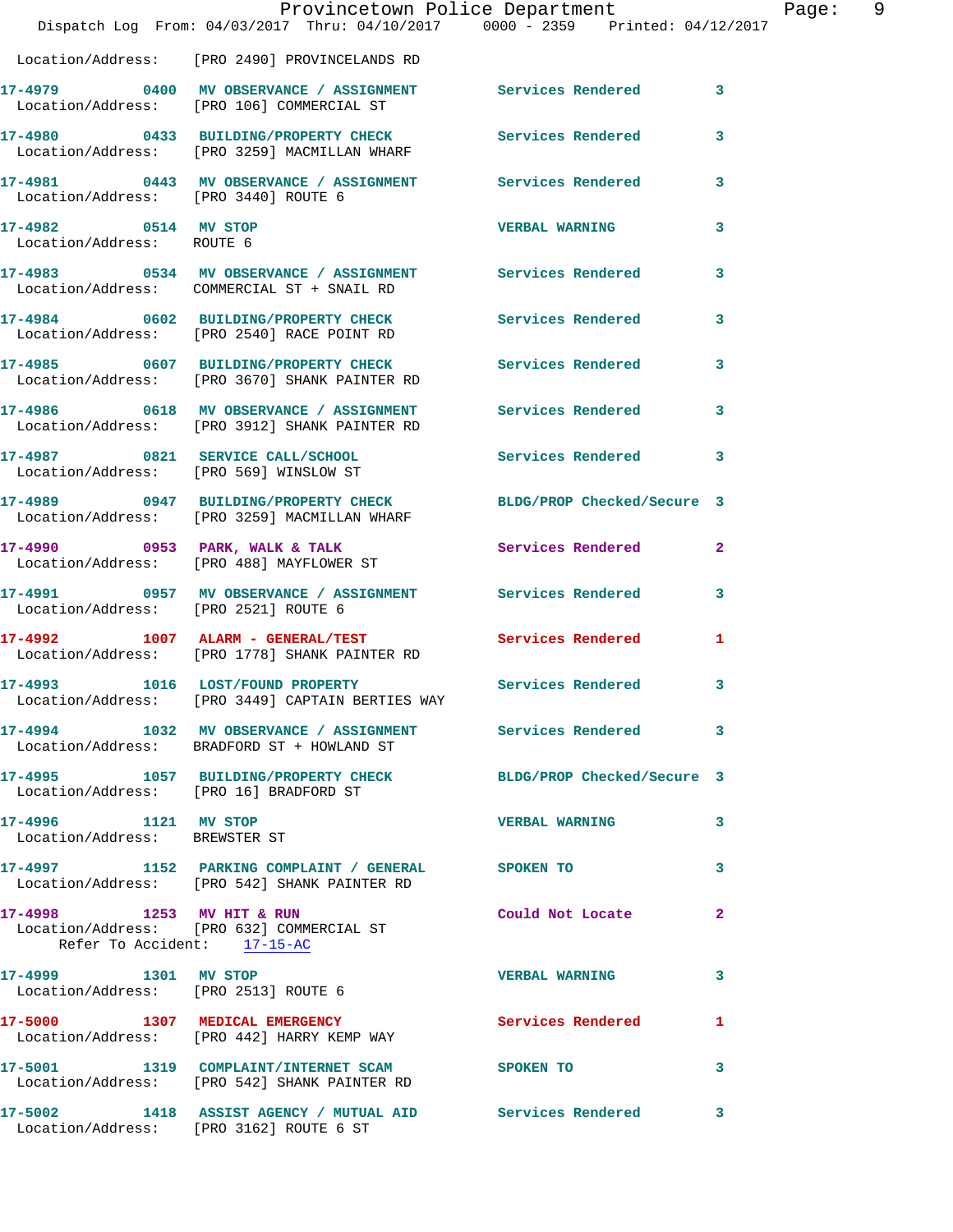Location/Address: [PRO 2490] PROVINCELANDS RD

| Call Number | Time | Call Type | Action | Priority |
|---|---|---|---|---|
| 17-4979 | 0400 | MV OBSERVANCE / ASSIGNMENT | Services Rendered | 3 |
| Location/Address: [PRO 106] COMMERCIAL ST | | | | |
| 17-4980 | 0433 | BUILDING/PROPERTY CHECK | Services Rendered | 3 |
| Location/Address: [PRO 3259] MACMILLAN WHARF | | | | |
| 17-4981 | 0443 | MV OBSERVANCE / ASSIGNMENT | Services Rendered | 3 |
| Location/Address: [PRO 3440] ROUTE 6 | | | | |
| 17-4982 | 0514 | MV STOP | VERBAL WARNING | 3 |
| Location/Address: ROUTE 6 | | | | |
| 17-4983 | 0534 | MV OBSERVANCE / ASSIGNMENT | Services Rendered | 3 |
| Location/Address: COMMERCIAL ST + SNAIL RD | | | | |
| 17-4984 | 0602 | BUILDING/PROPERTY CHECK | Services Rendered | 3 |
| Location/Address: [PRO 2540] RACE POINT RD | | | | |
| 17-4985 | 0607 | BUILDING/PROPERTY CHECK | Services Rendered | 3 |
| Location/Address: [PRO 3670] SHANK PAINTER RD | | | | |
| 17-4986 | 0618 | MV OBSERVANCE / ASSIGNMENT | Services Rendered | 3 |
| Location/Address: [PRO 3912] SHANK PAINTER RD | | | | |
| 17-4987 | 0821 | SERVICE CALL/SCHOOL | Services Rendered | 3 |
| Location/Address: [PRO 569] WINSLOW ST | | | | |
| 17-4989 | 0947 | BUILDING/PROPERTY CHECK | BLDG/PROP Checked/Secure | 3 |
| Location/Address: [PRO 3259] MACMILLAN WHARF | | | | |
| 17-4990 | 0953 | PARK, WALK & TALK | Services Rendered | 2 |
| Location/Address: [PRO 488] MAYFLOWER ST | | | | |
| 17-4991 | 0957 | MV OBSERVANCE / ASSIGNMENT | Services Rendered | 3 |
| Location/Address: [PRO 2521] ROUTE 6 | | | | |
| 17-4992 | 1007 | ALARM - GENERAL/TEST | Services Rendered | 1 |
| Location/Address: [PRO 1778] SHANK PAINTER RD | | | | |
| 17-4993 | 1016 | LOST/FOUND PROPERTY | Services Rendered | 3 |
| Location/Address: [PRO 3449] CAPTAIN BERTIES WAY | | | | |
| 17-4994 | 1032 | MV OBSERVANCE / ASSIGNMENT | Services Rendered | 3 |
| Location/Address: BRADFORD ST + HOWLAND ST | | | | |
| 17-4995 | 1057 | BUILDING/PROPERTY CHECK | BLDG/PROP Checked/Secure | 3 |
| Location/Address: [PRO 16] BRADFORD ST | | | | |
| 17-4996 | 1121 | MV STOP | VERBAL WARNING | 3 |
| Location/Address: BREWSTER ST | | | | |
| 17-4997 | 1152 | PARKING COMPLAINT / GENERAL | SPOKEN TO | 3 |
| Location/Address: [PRO 542] SHANK PAINTER RD | | | | |
| 17-4998 | 1253 | MV HIT & RUN | Could Not Locate | 2 |
| Location/Address: [PRO 632] COMMERCIAL ST; Refer To Accident: 17-15-AC | | | | |
| 17-4999 | 1301 | MV STOP | VERBAL WARNING | 3 |
| Location/Address: [PRO 2513] ROUTE 6 | | | | |
| 17-5000 | 1307 | MEDICAL EMERGENCY | Services Rendered | 1 |
| Location/Address: [PRO 442] HARRY KEMP WAY | | | | |
| 17-5001 | 1319 | COMPLAINT/INTERNET SCAM | SPOKEN TO | 3 |
| Location/Address: [PRO 542] SHANK PAINTER RD | | | | |
| 17-5002 | 1418 | ASSIST AGENCY / MUTUAL AID | Services Rendered | 3 |
| Location/Address: [PRO 3162] ROUTE 6 ST | | | | |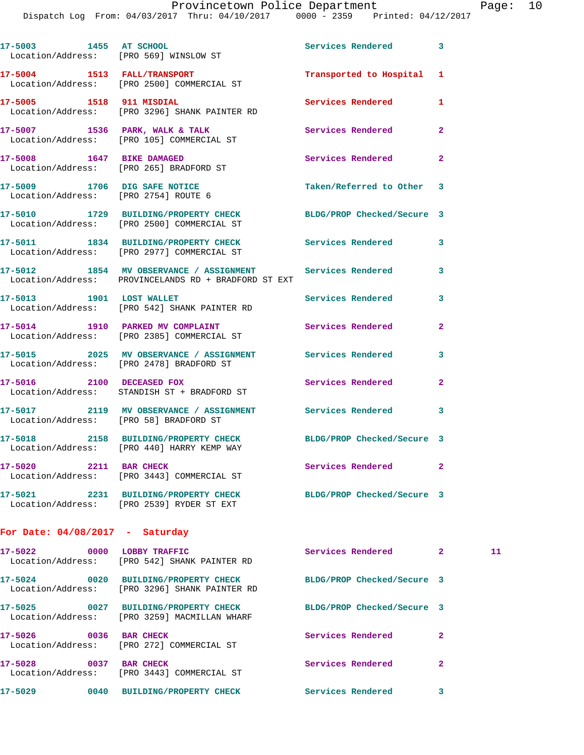17-5003 1455 AT SCHOOL Services Rendered 3
Location/Address: [PRO 569] WINSLOW ST

17-5004 1513 FALL/TRANSPORT Transported to Hospital 1
Location/Address: [PRO 2500] COMMERCIAL ST

17-5005 1518 911 MISDIAL Services Rendered 1
Location/Address: [PRO 3296] SHANK PAINTER RD

17-5007 1536 PARK, WALK & TALK Services Rendered 2
Location/Address: [PRO 105] COMMERCIAL ST

17-5008 1647 BIKE DAMAGED Services Rendered 2
Location/Address: [PRO 265] BRADFORD ST

17-5009 1706 DIG SAFE NOTICE Taken/Referred to Other 3
Location/Address: [PRO 2754] ROUTE 6

17-5010 1729 BUILDING/PROPERTY CHECK BLDG/PROP Checked/Secure 3
Location/Address: [PRO 2500] COMMERCIAL ST

17-5011 1834 BUILDING/PROPERTY CHECK Services Rendered 3
Location/Address: [PRO 2977] COMMERCIAL ST

17-5012 1854 MV OBSERVANCE / ASSIGNMENT Services Rendered 3
Location/Address: PROVINCELANDS RD + BRADFORD ST EXT

17-5013 1901 LOST WALLET Services Rendered 3
Location/Address: [PRO 542] SHANK PAINTER RD

17-5014 1910 PARKED MV COMPLAINT Services Rendered 2
Location/Address: [PRO 2385] COMMERCIAL ST

17-5015 2025 MV OBSERVANCE / ASSIGNMENT Services Rendered 3
Location/Address: [PRO 2478] BRADFORD ST

17-5016 2100 DECEASED FOX Services Rendered 2
Location/Address: STANDISH ST + BRADFORD ST

17-5017 2119 MV OBSERVANCE / ASSIGNMENT Services Rendered 3
Location/Address: [PRO 58] BRADFORD ST

17-5018 2158 BUILDING/PROPERTY CHECK BLDG/PROP Checked/Secure 3
Location/Address: [PRO 440] HARRY KEMP WAY

17-5020 2211 BAR CHECK Services Rendered 2
Location/Address: [PRO 3443] COMMERCIAL ST

17-5021 2231 BUILDING/PROPERTY CHECK BLDG/PROP Checked/Secure 3
Location/Address: [PRO 2539] RYDER ST EXT

**For Date: 04/08/2017 - Saturday**

17-5022 0000 LOBBY TRAFFIC Services Rendered 2 11
Location/Address: [PRO 542] SHANK PAINTER RD

17-5024 0020 BUILDING/PROPERTY CHECK BLDG/PROP Checked/Secure 3
Location/Address: [PRO 3296] SHANK PAINTER RD

17-5025 0027 BUILDING/PROPERTY CHECK BLDG/PROP Checked/Secure 3
Location/Address: [PRO 3259] MACMILLAN WHARF

17-5026 0036 BAR CHECK Services Rendered 2
Location/Address: [PRO 272] COMMERCIAL ST

17-5028 0037 BAR CHECK Services Rendered 2
Location/Address: [PRO 3443] COMMERCIAL ST

17-5029 0040 BUILDING/PROPERTY CHECK Services Rendered 3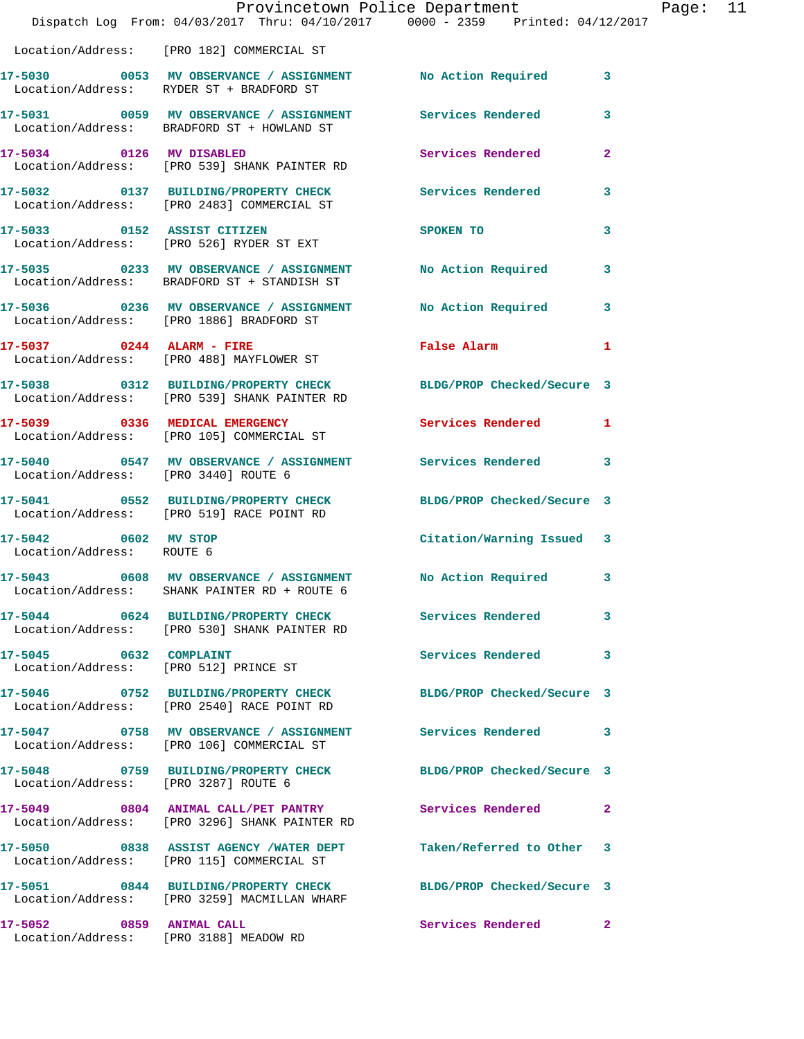Location/Address: [PRO 182] COMMERCIAL ST

| Call # | Time | Call Type | Disposition | Priority |
|---|---|---|---|---|
| 17-5030 | 0053 | MV OBSERVANCE / ASSIGNMENT | No Action Required | 3 |
| Location/Address: | | RYDER ST + BRADFORD ST | | |
| 17-5031 | 0059 | MV OBSERVANCE / ASSIGNMENT | Services Rendered | 3 |
| Location/Address: | | BRADFORD ST + HOWLAND ST | | |
| 17-5034 | 0126 | MV DISABLED | Services Rendered | 2 |
| Location/Address: | | [PRO 539] SHANK PAINTER RD | | |
| 17-5032 | 0137 | BUILDING/PROPERTY CHECK | Services Rendered | 3 |
| Location/Address: | | [PRO 2483] COMMERCIAL ST | | |
| 17-5033 | 0152 | ASSIST CITIZEN | SPOKEN TO | 3 |
| Location/Address: | | [PRO 526] RYDER ST EXT | | |
| 17-5035 | 0233 | MV OBSERVANCE / ASSIGNMENT | No Action Required | 3 |
| Location/Address: | | BRADFORD ST + STANDISH ST | | |
| 17-5036 | 0236 | MV OBSERVANCE / ASSIGNMENT | No Action Required | 3 |
| Location/Address: | | [PRO 1886] BRADFORD ST | | |
| 17-5037 | 0244 | ALARM - FIRE | False Alarm | 1 |
| Location/Address: | | [PRO 488] MAYFLOWER ST | | |
| 17-5038 | 0312 | BUILDING/PROPERTY CHECK | BLDG/PROP Checked/Secure | 3 |
| Location/Address: | | [PRO 539] SHANK PAINTER RD | | |
| 17-5039 | 0336 | MEDICAL EMERGENCY | Services Rendered | 1 |
| Location/Address: | | [PRO 105] COMMERCIAL ST | | |
| 17-5040 | 0547 | MV OBSERVANCE / ASSIGNMENT | Services Rendered | 3 |
| Location/Address: | | [PRO 3440] ROUTE 6 | | |
| 17-5041 | 0552 | BUILDING/PROPERTY CHECK | BLDG/PROP Checked/Secure | 3 |
| Location/Address: | | [PRO 519] RACE POINT RD | | |
| 17-5042 | 0602 | MV STOP | Citation/Warning Issued | 3 |
| Location/Address: | | ROUTE 6 | | |
| 17-5043 | 0608 | MV OBSERVANCE / ASSIGNMENT | No Action Required | 3 |
| Location/Address: | | SHANK PAINTER RD + ROUTE 6 | | |
| 17-5044 | 0624 | BUILDING/PROPERTY CHECK | Services Rendered | 3 |
| Location/Address: | | [PRO 530] SHANK PAINTER RD | | |
| 17-5045 | 0632 | COMPLAINT | Services Rendered | 3 |
| Location/Address: | | [PRO 512] PRINCE ST | | |
| 17-5046 | 0752 | BUILDING/PROPERTY CHECK | BLDG/PROP Checked/Secure | 3 |
| Location/Address: | | [PRO 2540] RACE POINT RD | | |
| 17-5047 | 0758 | MV OBSERVANCE / ASSIGNMENT | Services Rendered | 3 |
| Location/Address: | | [PRO 106] COMMERCIAL ST | | |
| 17-5048 | 0759 | BUILDING/PROPERTY CHECK | BLDG/PROP Checked/Secure | 3 |
| Location/Address: | | [PRO 3287] ROUTE 6 | | |
| 17-5049 | 0804 | ANIMAL CALL/PET PANTRY | Services Rendered | 2 |
| Location/Address: | | [PRO 3296] SHANK PAINTER RD | | |
| 17-5050 | 0838 | ASSIST AGENCY /WATER DEPT | Taken/Referred to Other | 3 |
| Location/Address: | | [PRO 115] COMMERCIAL ST | | |
| 17-5051 | 0844 | BUILDING/PROPERTY CHECK | BLDG/PROP Checked/Secure | 3 |
| Location/Address: | | [PRO 3259] MACMILLAN WHARF | | |
| 17-5052 | 0859 | ANIMAL CALL | Services Rendered | 2 |
| Location/Address: | | [PRO 3188] MEADOW RD | | |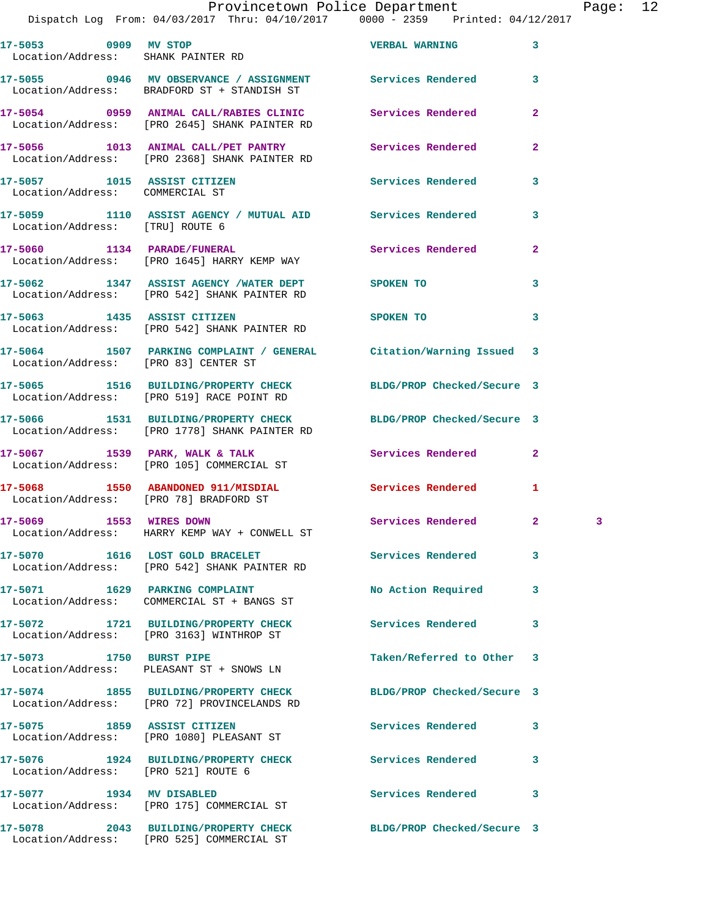17-5053 0909 MV STOP VERBAL WARNING 3
Location/Address: SHANK PAINTER RD

17-5055 0946 MV OBSERVANCE / ASSIGNMENT Services Rendered 3
Location/Address: BRADFORD ST + STANDISH ST

17-5054 0959 ANIMAL CALL/RABIES CLINIC Services Rendered 2
Location/Address: [PRO 2645] SHANK PAINTER RD

17-5056 1013 ANIMAL CALL/PET PANTRY Services Rendered 2
Location/Address: [PRO 2368] SHANK PAINTER RD

17-5057 1015 ASSIST CITIZEN Services Rendered 3
Location/Address: COMMERCIAL ST

17-5059 1110 ASSIST AGENCY / MUTUAL AID Services Rendered 3
Location/Address: [TRU] ROUTE 6

17-5060 1134 PARADE/FUNERAL Services Rendered 2
Location/Address: [PRO 1645] HARRY KEMP WAY

17-5062 1347 ASSIST AGENCY /WATER DEPT SPOKEN TO 3
Location/Address: [PRO 542] SHANK PAINTER RD

17-5063 1435 ASSIST CITIZEN SPOKEN TO 3
Location/Address: [PRO 542] SHANK PAINTER RD

17-5064 1507 PARKING COMPLAINT / GENERAL Citation/Warning Issued 3
Location/Address: [PRO 83] CENTER ST

17-5065 1516 BUILDING/PROPERTY CHECK BLDG/PROP Checked/Secure 3
Location/Address: [PRO 519] RACE POINT RD

17-5066 1531 BUILDING/PROPERTY CHECK BLDG/PROP Checked/Secure 3
Location/Address: [PRO 1778] SHANK PAINTER RD

17-5067 1539 PARK, WALK & TALK Services Rendered 2
Location/Address: [PRO 105] COMMERCIAL ST

17-5068 1550 ABANDONED 911/MISDIAL Services Rendered 1
Location/Address: [PRO 78] BRADFORD ST

17-5069 1553 WIRES DOWN Services Rendered 2 3
Location/Address: HARRY KEMP WAY + CONWELL ST

17-5070 1616 LOST GOLD BRACELET Services Rendered 3
Location/Address: [PRO 542] SHANK PAINTER RD

17-5071 1629 PARKING COMPLAINT No Action Required 3
Location/Address: COMMERCIAL ST + BANGS ST

17-5072 1721 BUILDING/PROPERTY CHECK Services Rendered 3
Location/Address: [PRO 3163] WINTHROP ST

17-5073 1750 BURST PIPE Taken/Referred to Other 3
Location/Address: PLEASANT ST + SNOWS LN

17-5074 1855 BUILDING/PROPERTY CHECK BLDG/PROP Checked/Secure 3
Location/Address: [PRO 72] PROVINCELANDS RD

17-5075 1859 ASSIST CITIZEN Services Rendered 3
Location/Address: [PRO 1080] PLEASANT ST

17-5076 1924 BUILDING/PROPERTY CHECK Services Rendered 3
Location/Address: [PRO 521] ROUTE 6

17-5077 1934 MV DISABLED Services Rendered 3
Location/Address: [PRO 175] COMMERCIAL ST

17-5078 2043 BUILDING/PROPERTY CHECK BLDG/PROP Checked/Secure 3
Location/Address: [PRO 525] COMMERCIAL ST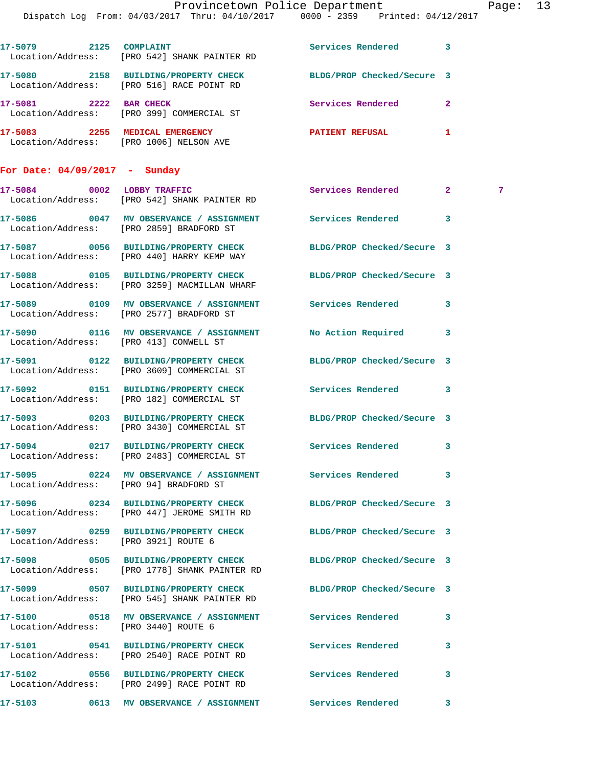17-5079 2125 COMPLAINT Services Rendered 3
Location/Address: [PRO 542] SHANK PAINTER RD

17-5080 2158 BUILDING/PROPERTY CHECK BLDG/PROP Checked/Secure 3
Location/Address: [PRO 516] RACE POINT RD

17-5081 2222 BAR CHECK Services Rendered 2
Location/Address: [PRO 399] COMMERCIAL ST

17-5083 2255 MEDICAL EMERGENCY PATIENT REFUSAL 1
Location/Address: [PRO 1006] NELSON AVE

## For Date: 04/09/2017 - Sunday

17-5084 0002 LOBBY TRAFFIC Services Rendered 2 7
Location/Address: [PRO 542] SHANK PAINTER RD

17-5086 0047 MV OBSERVANCE / ASSIGNMENT Services Rendered 3
Location/Address: [PRO 2859] BRADFORD ST

17-5087 0056 BUILDING/PROPERTY CHECK BLDG/PROP Checked/Secure 3
Location/Address: [PRO 440] HARRY KEMP WAY

17-5088 0105 BUILDING/PROPERTY CHECK BLDG/PROP Checked/Secure 3
Location/Address: [PRO 3259] MACMILLAN WHARF

17-5089 0109 MV OBSERVANCE / ASSIGNMENT Services Rendered 3
Location/Address: [PRO 2577] BRADFORD ST

17-5090 0116 MV OBSERVANCE / ASSIGNMENT No Action Required 3
Location/Address: [PRO 413] CONWELL ST

17-5091 0122 BUILDING/PROPERTY CHECK BLDG/PROP Checked/Secure 3
Location/Address: [PRO 3609] COMMERCIAL ST

17-5092 0151 BUILDING/PROPERTY CHECK Services Rendered 3
Location/Address: [PRO 182] COMMERCIAL ST

17-5093 0203 BUILDING/PROPERTY CHECK BLDG/PROP Checked/Secure 3
Location/Address: [PRO 3430] COMMERCIAL ST

17-5094 0217 BUILDING/PROPERTY CHECK Services Rendered 3
Location/Address: [PRO 2483] COMMERCIAL ST

17-5095 0224 MV OBSERVANCE / ASSIGNMENT Services Rendered 3
Location/Address: [PRO 94] BRADFORD ST

17-5096 0234 BUILDING/PROPERTY CHECK BLDG/PROP Checked/Secure 3
Location/Address: [PRO 447] JEROME SMITH RD

17-5097 0259 BUILDING/PROPERTY CHECK BLDG/PROP Checked/Secure 3
Location/Address: [PRO 3921] ROUTE 6

17-5098 0505 BUILDING/PROPERTY CHECK BLDG/PROP Checked/Secure 3
Location/Address: [PRO 1778] SHANK PAINTER RD

17-5099 0507 BUILDING/PROPERTY CHECK BLDG/PROP Checked/Secure 3
Location/Address: [PRO 545] SHANK PAINTER RD

17-5100 0518 MV OBSERVANCE / ASSIGNMENT Services Rendered 3
Location/Address: [PRO 3440] ROUTE 6

17-5101 0541 BUILDING/PROPERTY CHECK Services Rendered 3
Location/Address: [PRO 2540] RACE POINT RD

17-5102 0556 BUILDING/PROPERTY CHECK Services Rendered 3
Location/Address: [PRO 2499] RACE POINT RD

17-5103 0613 MV OBSERVANCE / ASSIGNMENT Services Rendered 3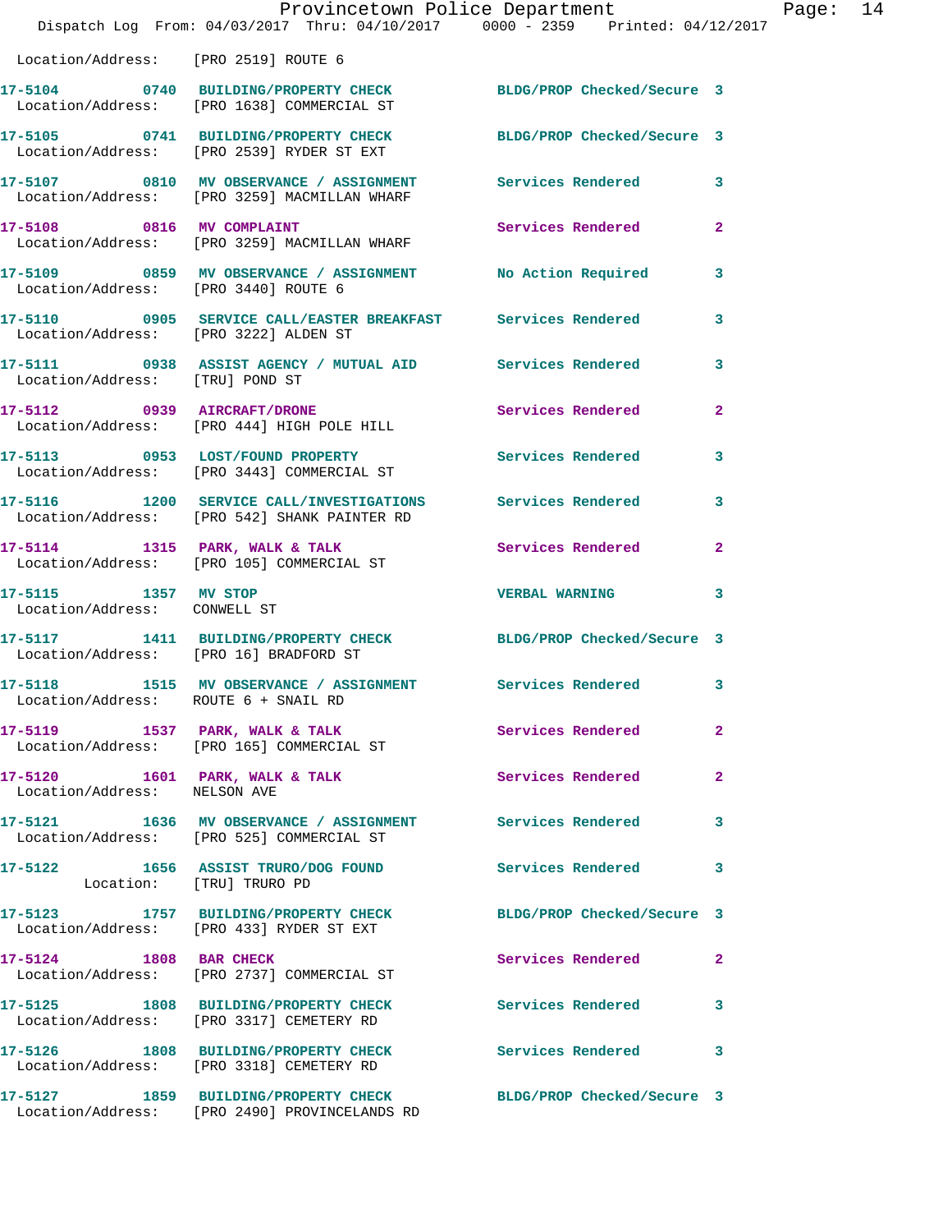Location/Address: [PRO 2519] ROUTE 6

17-5104 0740 BUILDING/PROPERTY CHECK BLDG/PROP Checked/Secure 3
Location/Address: [PRO 1638] COMMERCIAL ST

17-5105 0741 BUILDING/PROPERTY CHECK BLDG/PROP Checked/Secure 3
Location/Address: [PRO 2539] RYDER ST EXT

17-5107 0810 MV OBSERVANCE / ASSIGNMENT Services Rendered 3
Location/Address: [PRO 3259] MACMILLAN WHARF

17-5108 0816 MV COMPLAINT Services Rendered 2
Location/Address: [PRO 3259] MACMILLAN WHARF

17-5109 0859 MV OBSERVANCE / ASSIGNMENT No Action Required 3
Location/Address: [PRO 3440] ROUTE 6

17-5110 0905 SERVICE CALL/EASTER BREAKFAST Services Rendered 3
Location/Address: [PRO 3222] ALDEN ST

17-5111 0938 ASSIST AGENCY / MUTUAL AID Services Rendered 3
Location/Address: [TRU] POND ST

17-5112 0939 AIRCRAFT/DRONE Services Rendered 2
Location/Address: [PRO 444] HIGH POLE HILL

17-5113 0953 LOST/FOUND PROPERTY Services Rendered 3
Location/Address: [PRO 3443] COMMERCIAL ST

17-5116 1200 SERVICE CALL/INVESTIGATIONS Services Rendered 3
Location/Address: [PRO 542] SHANK PAINTER RD

17-5114 1315 PARK, WALK & TALK Services Rendered 2
Location/Address: [PRO 105] COMMERCIAL ST

17-5115 1357 MV STOP VERBAL WARNING 3
Location/Address: CONWELL ST

17-5117 1411 BUILDING/PROPERTY CHECK BLDG/PROP Checked/Secure 3
Location/Address: [PRO 16] BRADFORD ST

17-5118 1515 MV OBSERVANCE / ASSIGNMENT Services Rendered 3
Location/Address: ROUTE 6 + SNAIL RD

17-5119 1537 PARK, WALK & TALK Services Rendered 2
Location/Address: [PRO 165] COMMERCIAL ST

17-5120 1601 PARK, WALK & TALK Services Rendered 2
Location/Address: NELSON AVE

17-5121 1636 MV OBSERVANCE / ASSIGNMENT Services Rendered 3
Location/Address: [PRO 525] COMMERCIAL ST

17-5122 1656 ASSIST TRURO/DOG FOUND Services Rendered 3
Location: [TRU] TRURO PD

17-5123 1757 BUILDING/PROPERTY CHECK BLDG/PROP Checked/Secure 3
Location/Address: [PRO 433] RYDER ST EXT

17-5124 1808 BAR CHECK Services Rendered 2
Location/Address: [PRO 2737] COMMERCIAL ST

17-5125 1808 BUILDING/PROPERTY CHECK Services Rendered 3
Location/Address: [PRO 3317] CEMETERY RD

17-5126 1808 BUILDING/PROPERTY CHECK Services Rendered 3
Location/Address: [PRO 3318] CEMETERY RD

17-5127 1859 BUILDING/PROPERTY CHECK BLDG/PROP Checked/Secure 3
Location/Address: [PRO 2490] PROVINCELANDS RD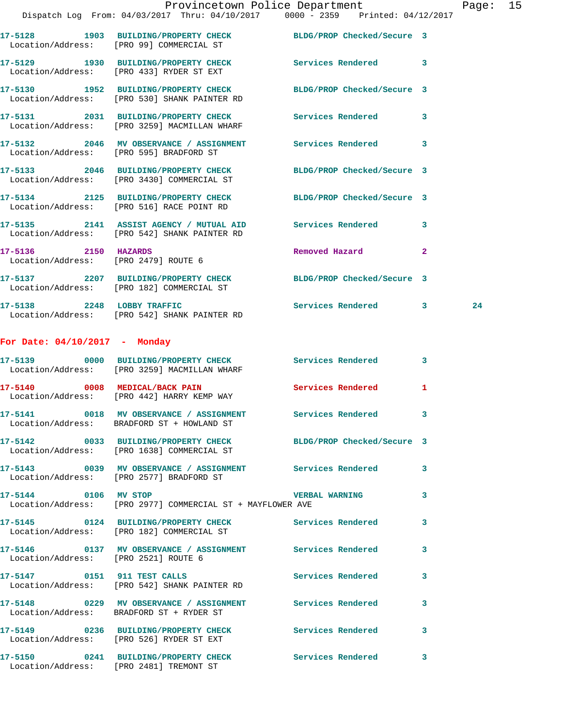17-5128 1903 BUILDING/PROPERTY CHECK BLDG/PROP Checked/Secure 3
Location/Address: [PRO 99] COMMERCIAL ST

17-5129 1930 BUILDING/PROPERTY CHECK Services Rendered 3
Location/Address: [PRO 433] RYDER ST EXT

17-5130 1952 BUILDING/PROPERTY CHECK BLDG/PROP Checked/Secure 3
Location/Address: [PRO 530] SHANK PAINTER RD

17-5131 2031 BUILDING/PROPERTY CHECK Services Rendered 3
Location/Address: [PRO 3259] MACMILLAN WHARF

17-5132 2046 MV OBSERVANCE / ASSIGNMENT Services Rendered 3
Location/Address: [PRO 595] BRADFORD ST

17-5133 2046 BUILDING/PROPERTY CHECK BLDG/PROP Checked/Secure 3
Location/Address: [PRO 3430] COMMERCIAL ST

17-5134 2125 BUILDING/PROPERTY CHECK BLDG/PROP Checked/Secure 3
Location/Address: [PRO 516] RACE POINT RD

17-5135 2141 ASSIST AGENCY / MUTUAL AID Services Rendered 3
Location/Address: [PRO 542] SHANK PAINTER RD

17-5136 2150 HAZARDS Removed Hazard 2
Location/Address: [PRO 2479] ROUTE 6

17-5137 2207 BUILDING/PROPERTY CHECK BLDG/PROP Checked/Secure 3
Location/Address: [PRO 182] COMMERCIAL ST

17-5138 2248 LOBBY TRAFFIC Services Rendered 3 24
Location/Address: [PRO 542] SHANK PAINTER RD

**For Date: 04/10/2017 - Monday**

17-5139 0000 BUILDING/PROPERTY CHECK Services Rendered 3
Location/Address: [PRO 3259] MACMILLAN WHARF

17-5140 0008 MEDICAL/BACK PAIN Services Rendered 1
Location/Address: [PRO 442] HARRY KEMP WAY

17-5141 0018 MV OBSERVANCE / ASSIGNMENT Services Rendered 3
Location/Address: BRADFORD ST + HOWLAND ST

17-5142 0033 BUILDING/PROPERTY CHECK BLDG/PROP Checked/Secure 3
Location/Address: [PRO 1638] COMMERCIAL ST

17-5143 0039 MV OBSERVANCE / ASSIGNMENT Services Rendered 3
Location/Address: [PRO 2577] BRADFORD ST

17-5144 0106 MV STOP VERBAL WARNING 3
Location/Address: [PRO 2977] COMMERCIAL ST + MAYFLOWER AVE

17-5145 0124 BUILDING/PROPERTY CHECK Services Rendered 3
Location/Address: [PRO 182] COMMERCIAL ST

17-5146 0137 MV OBSERVANCE / ASSIGNMENT Services Rendered 3
Location/Address: [PRO 2521] ROUTE 6

17-5147 0151 911 TEST CALLS Services Rendered 3
Location/Address: [PRO 542] SHANK PAINTER RD

17-5148 0229 MV OBSERVANCE / ASSIGNMENT Services Rendered 3
Location/Address: BRADFORD ST + RYDER ST

17-5149 0236 BUILDING/PROPERTY CHECK Services Rendered 3
Location/Address: [PRO 526] RYDER ST EXT

17-5150 0241 BUILDING/PROPERTY CHECK Services Rendered 3
Location/Address: [PRO 2481] TREMONT ST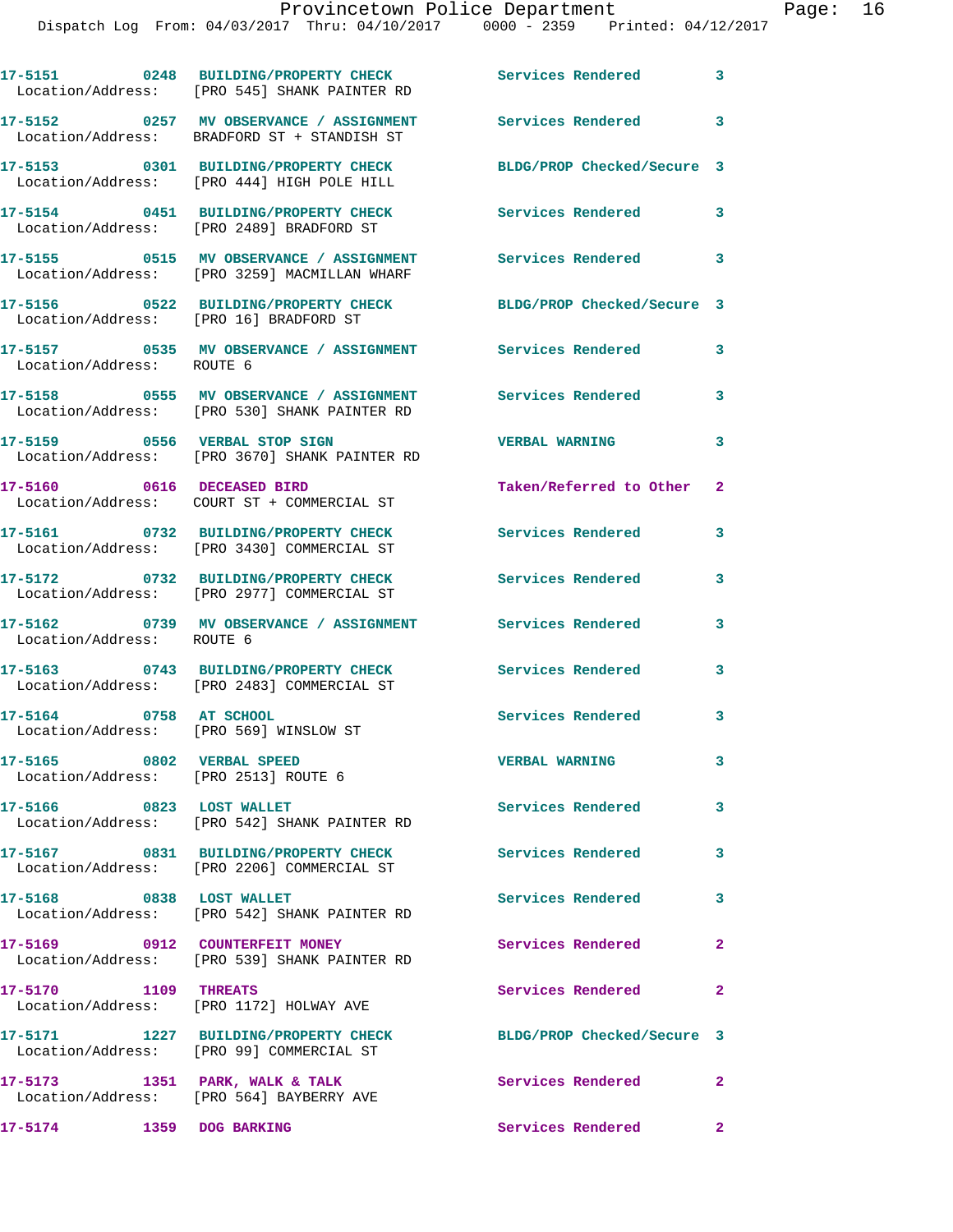17-5151 0248 BUILDING/PROPERTY CHECK Services Rendered 3
Location/Address: [PRO 545] SHANK PAINTER RD

17-5152 0257 MV OBSERVANCE / ASSIGNMENT Services Rendered 3
Location/Address: BRADFORD ST + STANDISH ST

17-5153 0301 BUILDING/PROPERTY CHECK BLDG/PROP Checked/Secure 3
Location/Address: [PRO 444] HIGH POLE HILL

17-5154 0451 BUILDING/PROPERTY CHECK Services Rendered 3
Location/Address: [PRO 2489] BRADFORD ST

17-5155 0515 MV OBSERVANCE / ASSIGNMENT Services Rendered 3
Location/Address: [PRO 3259] MACMILLAN WHARF

17-5156 0522 BUILDING/PROPERTY CHECK BLDG/PROP Checked/Secure 3
Location/Address: [PRO 16] BRADFORD ST

17-5157 0535 MV OBSERVANCE / ASSIGNMENT Services Rendered 3
Location/Address: ROUTE 6

17-5158 0555 MV OBSERVANCE / ASSIGNMENT Services Rendered 3
Location/Address: [PRO 530] SHANK PAINTER RD

17-5159 0556 VERBAL STOP SIGN VERBAL WARNING 3
Location/Address: [PRO 3670] SHANK PAINTER RD

17-5160 0616 DECEASED BIRD Taken/Referred to Other 2
Location/Address: COURT ST + COMMERCIAL ST

17-5161 0732 BUILDING/PROPERTY CHECK Services Rendered 3
Location/Address: [PRO 3430] COMMERCIAL ST

17-5172 0732 BUILDING/PROPERTY CHECK Services Rendered 3
Location/Address: [PRO 2977] COMMERCIAL ST

17-5162 0739 MV OBSERVANCE / ASSIGNMENT Services Rendered 3
Location/Address: ROUTE 6

17-5163 0743 BUILDING/PROPERTY CHECK Services Rendered 3
Location/Address: [PRO 2483] COMMERCIAL ST

17-5164 0758 AT SCHOOL Services Rendered 3
Location/Address: [PRO 569] WINSLOW ST

17-5165 0802 VERBAL SPEED VERBAL WARNING 3
Location/Address: [PRO 2513] ROUTE 6

17-5166 0823 LOST WALLET Services Rendered 3
Location/Address: [PRO 542] SHANK PAINTER RD

17-5167 0831 BUILDING/PROPERTY CHECK Services Rendered 3
Location/Address: [PRO 2206] COMMERCIAL ST

17-5168 0838 LOST WALLET Services Rendered 3
Location/Address: [PRO 542] SHANK PAINTER RD

17-5169 0912 COUNTERFEIT MONEY Services Rendered 2
Location/Address: [PRO 539] SHANK PAINTER RD

17-5170 1109 THREATS Services Rendered 2
Location/Address: [PRO 1172] HOLWAY AVE

17-5171 1227 BUILDING/PROPERTY CHECK BLDG/PROP Checked/Secure 3
Location/Address: [PRO 99] COMMERCIAL ST

17-5173 1351 PARK, WALK & TALK Services Rendered 2
Location/Address: [PRO 564] BAYBERRY AVE

17-5174 1359 DOG BARKING Services Rendered 2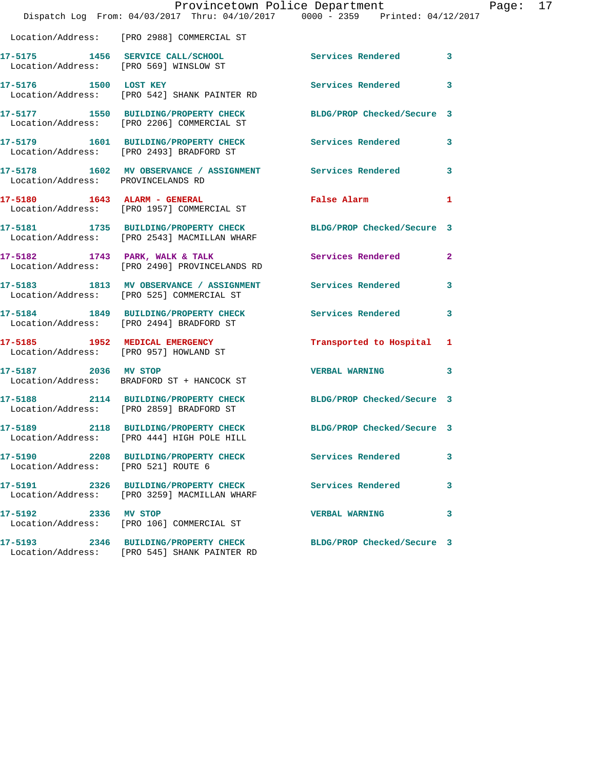Location/Address: [PRO 2988] COMMERCIAL ST

| | | | | |
|---|---|---|---|---|
| 17-5175 | 1456 | SERVICE CALL/SCHOOL | Services Rendered | 3 |
| Location/Address: | [PRO 569] WINSLOW ST | | | |
| 17-5176 | 1500 | LOST KEY | Services Rendered | 3 |
| Location/Address: | [PRO 542] SHANK PAINTER RD | | | |
| 17-5177 | 1550 | BUILDING/PROPERTY CHECK | BLDG/PROP Checked/Secure | 3 |
| Location/Address: | [PRO 2206] COMMERCIAL ST | | | |
| 17-5179 | 1601 | BUILDING/PROPERTY CHECK | Services Rendered | 3 |
| Location/Address: | [PRO 2493] BRADFORD ST | | | |
| 17-5178 | 1602 | MV OBSERVANCE / ASSIGNMENT | Services Rendered | 3 |
| Location/Address: | PROVINCELANDS RD | | | |
| 17-5180 | 1643 | ALARM - GENERAL | False Alarm | 1 |
| Location/Address: | [PRO 1957] COMMERCIAL ST | | | |
| 17-5181 | 1735 | BUILDING/PROPERTY CHECK | BLDG/PROP Checked/Secure | 3 |
| Location/Address: | [PRO 2543] MACMILLAN WHARF | | | |
| 17-5182 | 1743 | PARK, WALK & TALK | Services Rendered | 2 |
| Location/Address: | [PRO 2490] PROVINCELANDS RD | | | |
| 17-5183 | 1813 | MV OBSERVANCE / ASSIGNMENT | Services Rendered | 3 |
| Location/Address: | [PRO 525] COMMERCIAL ST | | | |
| 17-5184 | 1849 | BUILDING/PROPERTY CHECK | Services Rendered | 3 |
| Location/Address: | [PRO 2494] BRADFORD ST | | | |
| 17-5185 | 1952 | MEDICAL EMERGENCY | Transported to Hospital | 1 |
| Location/Address: | [PRO 957] HOWLAND ST | | | |
| 17-5187 | 2036 | MV STOP | VERBAL WARNING | 3 |
| Location/Address: | BRADFORD ST + HANCOCK ST | | | |
| 17-5188 | 2114 | BUILDING/PROPERTY CHECK | BLDG/PROP Checked/Secure | 3 |
| Location/Address: | [PRO 2859] BRADFORD ST | | | |
| 17-5189 | 2118 | BUILDING/PROPERTY CHECK | BLDG/PROP Checked/Secure | 3 |
| Location/Address: | [PRO 444] HIGH POLE HILL | | | |
| 17-5190 | 2208 | BUILDING/PROPERTY CHECK | Services Rendered | 3 |
| Location/Address: | [PRO 521] ROUTE 6 | | | |
| 17-5191 | 2326 | BUILDING/PROPERTY CHECK | Services Rendered | 3 |
| Location/Address: | [PRO 3259] MACMILLAN WHARF | | | |
| 17-5192 | 2336 | MV STOP | VERBAL WARNING | 3 |
| Location/Address: | [PRO 106] COMMERCIAL ST | | | |
| 17-5193 | 2346 | BUILDING/PROPERTY CHECK | BLDG/PROP Checked/Secure | 3 |
| Location/Address: | [PRO 545] SHANK PAINTER RD | | | |